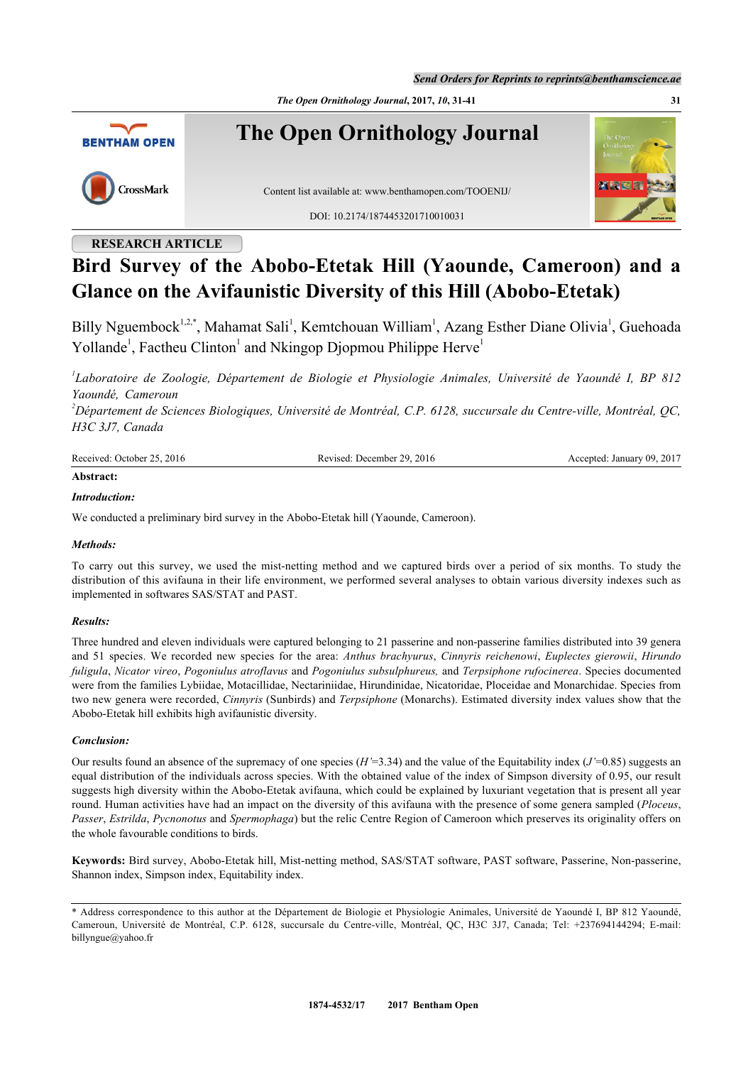RESEARCH ARTICLE

# Bird Survey of the Abobo-Etetak Hill (Yaounde, Cameroon) and a Glance on the Avifaunistic Diversity of this Hill (Abobo-Etetak)

Billy Nguembock[1,2,*], Mahamat Sali[1], Kemtchouan William[1], Azang Esther Diane Olivia[1], Guehoada Yollande[1], Factheu Clinton[1] and Nkingop Djopmou Philippe Herve[1]

*[1]Laboratoire de Zoologie, Département de Biologie et Physiologie Animales, Université de Yaoundé I, BP 812 Yaoundé, Cameroun*

*[2]Département de Sciences Biologiques, Université de Montréal, C.P. 6128, succursale du Centre-ville, Montréal, QC, H3C 3J7, Canada*

Received: October 25, 2016 | Revised: December 29, 2016 | Accepted: January 09, 2017

**Abstract:**

***Introduction:***

We conducted a preliminary bird survey in the Abobo-Etetak hill (Yaounde, Cameroon).

***Methods:***

To carry out this survey, we used the mist-netting method and we captured birds over a period of six months. To study the distribution of this avifauna in their life environment, we performed several analyses to obtain various diversity indexes such as implemented in softwares SAS/STAT and PAST.

***Results:***

Three hundred and eleven individuals were captured belonging to 21 passerine and non-passerine families distributed into 39 genera and 51 species. We recorded new species for the area: *Anthus brachyurus*, *Cinnyris reichenowi*, *Euplectes gierowii*, *Hirundo fuligula*, *Nicator vireo*, *Pogoniulus atroflavus* and *Pogoniulus subsulphureus,* and *Terpsiphone rufocinerea*. Species documented were from the families Lybiidae, Motacillidae, Nectariniidae, Hirundinidae, Nicatoridae, Ploceidae and Monarchidae. Species from two new genera were recorded, *Cinnyris* (Sunbirds) and *Terpsiphone* (Monarchs). Estimated diversity index values show that the Abobo-Etetak hill exhibits high avifaunistic diversity.

***Conclusion:***

Our results found an absence of the supremacy of one species (*H'*=3.34) and the value of the Equitability index (*J'*=0.85) suggests an equal distribution of the individuals across species. With the obtained value of the index of Simpson diversity of 0.95, our result suggests high diversity within the Abobo-Etetak avifauna, which could be explained by luxuriant vegetation that is present all year round. Human activities have had an impact on the diversity of this avifauna with the presence of some genera sampled (*Ploceus*, *Passer*, *Estrilda*, *Pycnonotus* and *Spermophaga*) but the relic Centre Region of Cameroon which preserves its originality offers on the whole favourable conditions to birds.

**Keywords:** Bird survey, Abobo-Etetak hill, Mist-netting method, SAS/STAT software, PAST software, Passerine, Non-passerine, Shannon index, Simpson index, Equitability index.

\* Address correspondence to this author at the Département de Biologie et Physiologie Animales, Université de Yaoundé I, BP 812 Yaoundé, Cameroun, Université de Montréal, C.P. 6128, succursale du Centre-ville, Montréal, QC, H3C 3J7, Canada; Tel: +237694144294; E-mail: billyngue@yahoo.fr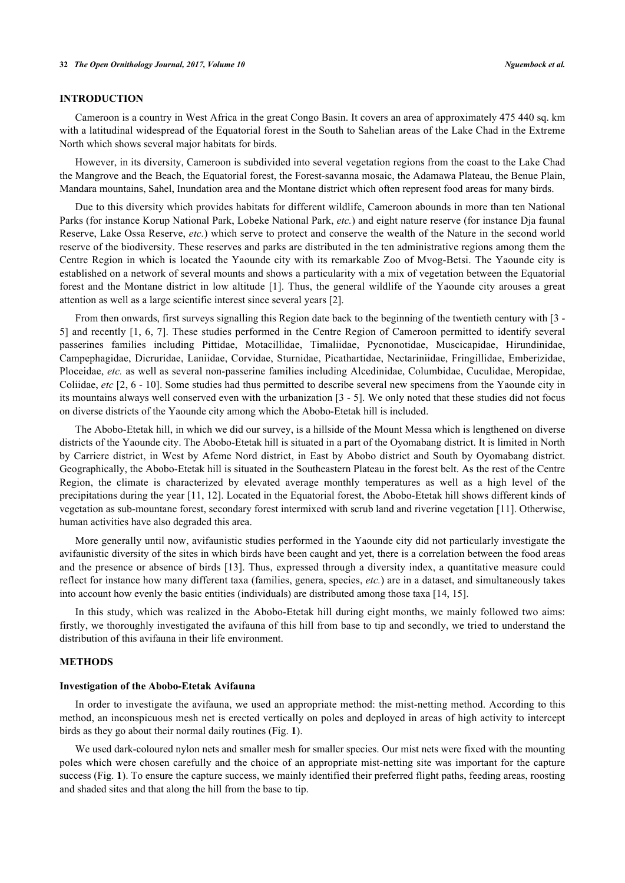## INTRODUCTION

Cameroon is a country in West Africa in the great Congo Basin. It covers an area of approximately 475 440 sq. km with a latitudinal widespread of the Equatorial forest in the South to Sahelian areas of the Lake Chad in the Extreme North which shows several major habitats for birds.

However, in its diversity, Cameroon is subdivided into several vegetation regions from the coast to the Lake Chad the Mangrove and the Beach, the Equatorial forest, the Forest-savanna mosaic, the Adamawa Plateau, the Benue Plain, Mandara mountains, Sahel, Inundation area and the Montane district which often represent food areas for many birds.

Due to this diversity which provides habitats for different wildlife, Cameroon abounds in more than ten National Parks (for instance Korup National Park, Lobeke National Park, *etc.*) and eight nature reserve (for instance Dja faunal Reserve, Lake Ossa Reserve, *etc.*) which serve to protect and conserve the wealth of the Nature in the second world reserve of the biodiversity. These reserves and parks are distributed in the ten administrative regions among them the Centre Region in which is located the Yaounde city with its remarkable Zoo of Mvog-Betsi. The Yaounde city is established on a network of several mounts and shows a particularity with a mix of vegetation between the Equatorial forest and the Montane district in low altitude [1]. Thus, the general wildlife of the Yaounde city arouses a great attention as well as a large scientific interest since several years [2].

From then onwards, first surveys signalling this Region date back to the beginning of the twentieth century with [3 - 5] and recently [1, 6, 7]. These studies performed in the Centre Region of Cameroon permitted to identify several passerines families including Pittidae, Motacillidae, Timaliidae, Pycnonotidae, Muscicapidae, Hirundinidae, Campephagidae, Dicruridae, Laniidae, Corvidae, Sturnidae, Picathartidae, Nectariniidae, Fringillidae, Emberizidae, Ploceidae, *etc.* as well as several non-passerine families including Alcedinidae, Columbidae, Cuculidae, Meropidae, Coliidae, *etc* [2, 6 - 10]. Some studies had thus permitted to describe several new specimens from the Yaounde city in its mountains always well conserved even with the urbanization [3 - 5]. We only noted that these studies did not focus on diverse districts of the Yaounde city among which the Abobo-Etetak hill is included.

The Abobo-Etetak hill, in which we did our survey, is a hillside of the Mount Messa which is lengthened on diverse districts of the Yaounde city. The Abobo-Etetak hill is situated in a part of the Oyomabang district. It is limited in North by Carriere district, in West by Afeme Nord district, in East by Abobo district and South by Oyomabang district. Geographically, the Abobo-Etetak hill is situated in the Southeastern Plateau in the forest belt. As the rest of the Centre Region, the climate is characterized by elevated average monthly temperatures as well as a high level of the precipitations during the year [11, 12]. Located in the Equatorial forest, the Abobo-Etetak hill shows different kinds of vegetation as sub-mountane forest, secondary forest intermixed with scrub land and riverine vegetation [11]. Otherwise, human activities have also degraded this area.

More generally until now, avifaunistic studies performed in the Yaounde city did not particularly investigate the avifaunistic diversity of the sites in which birds have been caught and yet, there is a correlation between the food areas and the presence or absence of birds [13]. Thus, expressed through a diversity index, a quantitative measure could reflect for instance how many different taxa (families, genera, species, *etc.*) are in a dataset, and simultaneously takes into account how evenly the basic entities (individuals) are distributed among those taxa [14, 15].

In this study, which was realized in the Abobo-Etetak hill during eight months, we mainly followed two aims: firstly, we thoroughly investigated the avifauna of this hill from base to tip and secondly, we tried to understand the distribution of this avifauna in their life environment.

## METHODS

### Investigation of the Abobo-Etetak Avifauna

In order to investigate the avifauna, we used an appropriate method: the mist-netting method. According to this method, an inconspicuous mesh net is erected vertically on poles and deployed in areas of high activity to intercept birds as they go about their normal daily routines (Fig. **1**).

We used dark-coloured nylon nets and smaller mesh for smaller species. Our mist nets were fixed with the mounting poles which were chosen carefully and the choice of an appropriate mist-netting site was important for the capture success (Fig. **1**). To ensure the capture success, we mainly identified their preferred flight paths, feeding areas, roosting and shaded sites and that along the hill from the base to tip.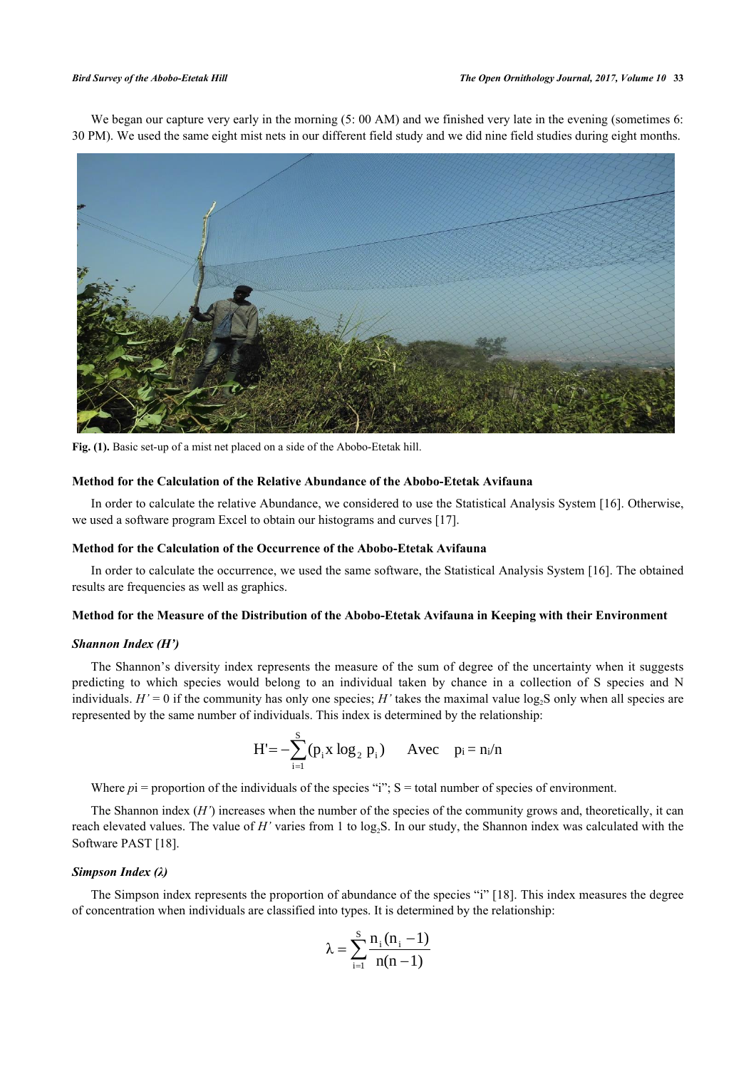We began our capture very early in the morning (5: 00 AM) and we finished very late in the evening (sometimes 6: 30 PM). We used the same eight mist nets in our different field study and we did nine field studies during eight months.

**Fig. (1).** Basic set-up of a mist net placed on a side of the Abobo-Etetak hill.

#### Method for the Calculation of the Relative Abundance of the Abobo-Etetak Avifauna

In order to calculate the relative Abundance, we considered to use the Statistical Analysis System [16]. Otherwise, we used a software program Excel to obtain our histograms and curves [17].

#### Method for the Calculation of the Occurrence of the Abobo-Etetak Avifauna

In order to calculate the occurrence, we used the same software, the Statistical Analysis System [16]. The obtained results are frequencies as well as graphics.

#### Method for the Measure of the Distribution of the Abobo-Etetak Avifauna in Keeping with their Environment

##### *Shannon Index (H')*

The Shannon's diversity index represents the measure of the sum of degree of the uncertainty when it suggests predicting to which species would belong to an individual taken by chance in a collection of S species and N individuals. $H' = 0$ if the community has only one species; $H'$ takes the maximal value $\log_2 S$ only when all species are represented by the same number of individuals. This index is determined by the relationship:

$$H' = -\sum_{i=1}^{S} (p_i \times \log_2 p_i) \qquad \text{Avec} \quad p_i = n_i/n$$

Where $p_i$ = proportion of the individuals of the species "i"; S = total number of species of environment.

The Shannon index ($H'$) increases when the number of the species of the community grows and, theoretically, it can reach elevated values. The value of $H'$ varies from 1 to $\log_2 S$. In our study, the Shannon index was calculated with the Software PAST [18].

##### *Simpson Index (λ)*

The Simpson index represents the proportion of abundance of the species "i" [18]. This index measures the degree of concentration when individuals are classified into types. It is determined by the relationship:

$$\lambda = \sum_{i=1}^{S} \frac{n_i(n_i - 1)}{n(n-1)}$$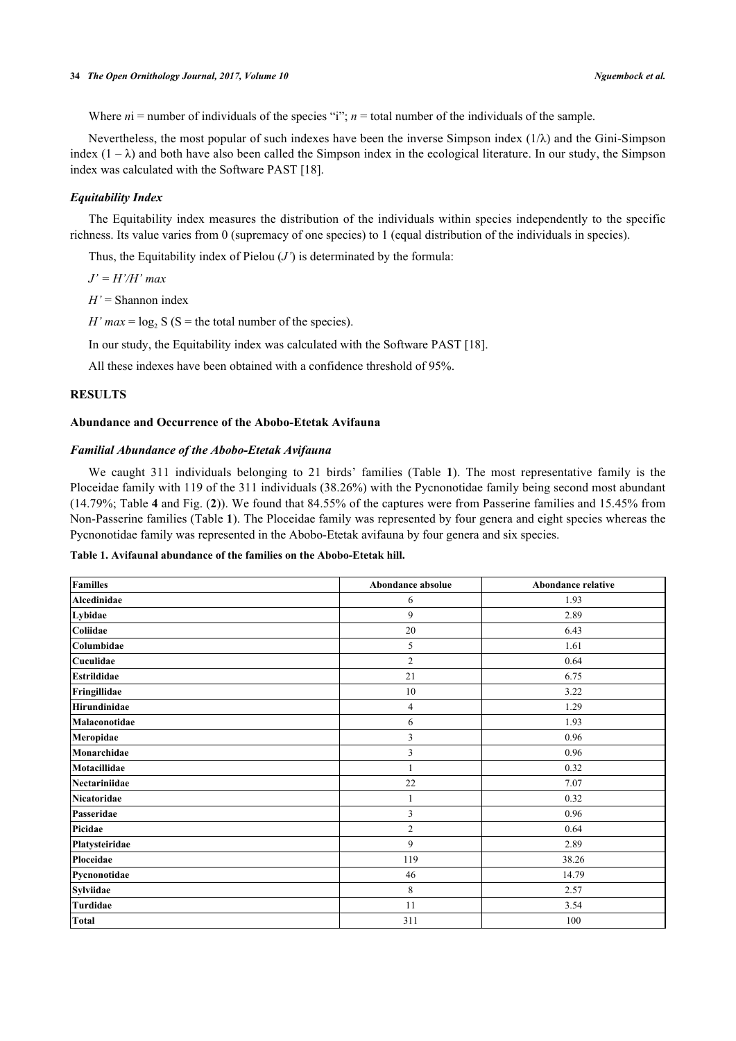Where $n$i = number of individuals of the species "i"; $n$ = total number of the individuals of the sample.

Nevertheless, the most popular of such indexes have been the inverse Simpson index ($1/\lambda$) and the Gini-Simpson index ($1 - \lambda$) and both have also been called the Simpson index in the ecological literature. In our study, the Simpson index was calculated with the Software PAST [18].

### *Equitability Index*

The Equitability index measures the distribution of the individuals within species independently to the specific richness. Its value varies from 0 (supremacy of one species) to 1 (equal distribution of the individuals in species).

Thus, the Equitability index of Pielou ($J'$) is determinated by the formula:

$J' = H'/H'\ max$

$H'$ = Shannon index

$H'\ max = \log_2 S$ (S = the total number of the species).

In our study, the Equitability index was calculated with the Software PAST [18].

All these indexes have been obtained with a confidence threshold of 95%.

## RESULTS

### Abundance and Occurrence of the Abobo-Etetak Avifauna

#### *Familial Abundance of the Abobo-Etetak Avifauna*

We caught 311 individuals belonging to 21 birds' families (Table **1**). The most representative family is the Ploceidae family with 119 of the 311 individuals (38.26%) with the Pycnonotidae family being second most abundant (14.79%; Table **4** and Fig. (**2**)). We found that 84.55% of the captures were from Passerine families and 15.45% from Non-Passerine families (Table **1**). The Ploceidae family was represented by four genera and eight species whereas the Pycnonotidae family was represented in the Abobo-Etetak avifauna by four genera and six species.

**Table 1. Avifaunal abundance of the families on the Abobo-Etetak hill.**

| Familles | Abondance absolue | Abondance relative |
|---|---|---|
| **Alcedinidae** | 6 | 1.93 |
| **Lybidae** | 9 | 2.89 |
| **Coliidae** | 20 | 6.43 |
| **Columbidae** | 5 | 1.61 |
| **Cuculidae** | 2 | 0.64 |
| **Estrildidae** | 21 | 6.75 |
| **Fringillidae** | 10 | 3.22 |
| **Hirundinidae** | 4 | 1.29 |
| **Malaconotidae** | 6 | 1.93 |
| **Meropidae** | 3 | 0.96 |
| **Monarchidae** | 3 | 0.96 |
| **Motacillidae** | 1 | 0.32 |
| **Nectariniidae** | 22 | 7.07 |
| **Nicatoridae** | 1 | 0.32 |
| **Passeridae** | 3 | 0.96 |
| **Picidae** | 2 | 0.64 |
| **Platysteiridae** | 9 | 2.89 |
| **Ploceidae** | 119 | 38.26 |
| **Pycnonotidae** | 46 | 14.79 |
| **Sylviidae** | 8 | 2.57 |
| **Turdidae** | 11 | 3.54 |
| **Total** | 311 | 100 |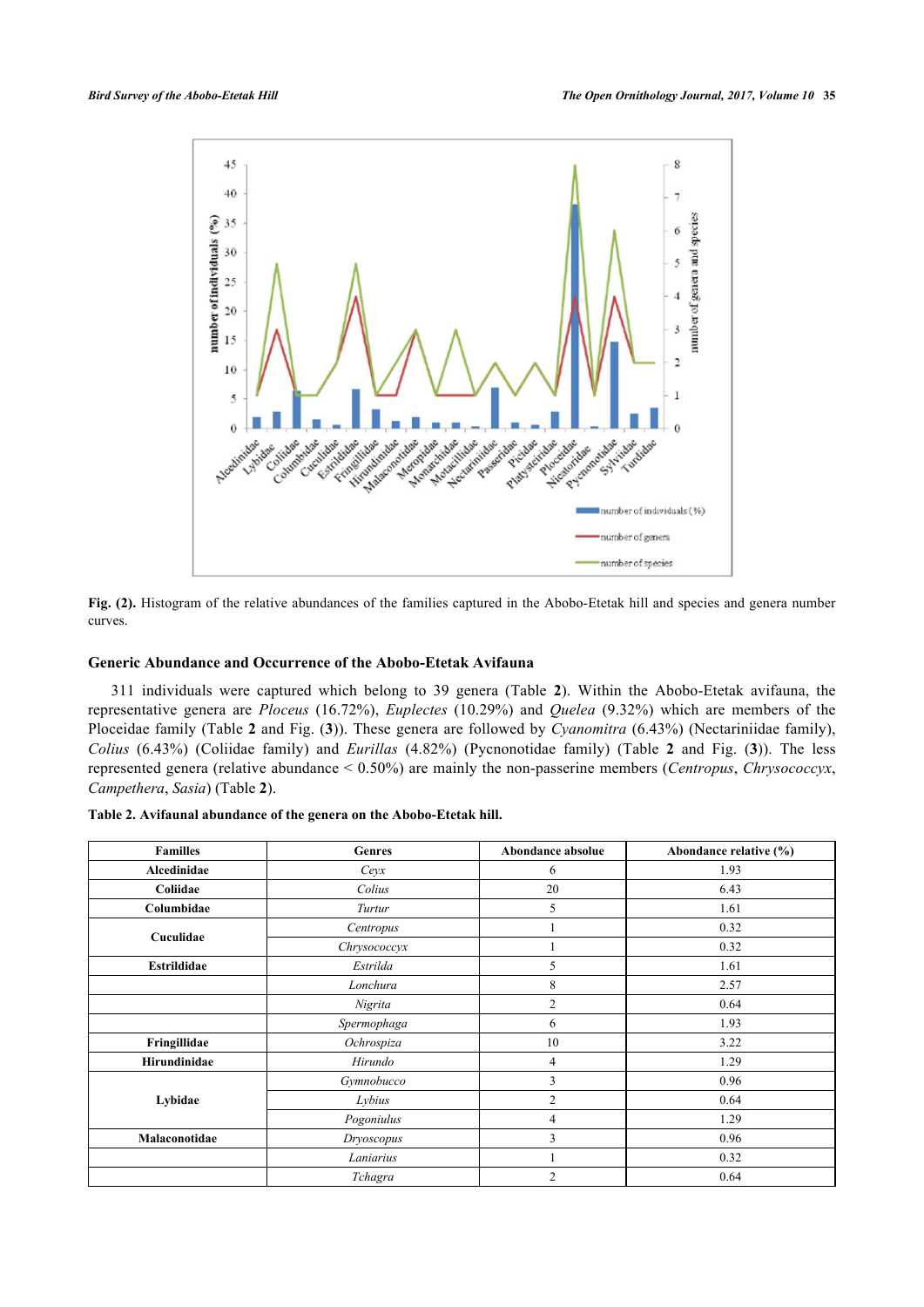Fig. (2). Histogram of the relative abundances of the families captured in the Abobo-Etetak hill and species and genera number curves.

### Generic Abundance and Occurrence of the Abobo-Etetak Avifauna

311 individuals were captured which belong to 39 genera (Table **2**). Within the Abobo-Etetak avifauna, the representative genera are *Ploceus* (16.72%), *Euplectes* (10.29%) and *Quelea* (9.32%) which are members of the Ploceidae family (Table **2** and Fig. (**3**)). These genera are followed by *Cyanomitra* (6.43%) (Nectariniidae family), *Colius* (6.43%) (Coliidae family) and *Eurillas* (4.82%) (Pycnonotidae family) (Table **2** and Fig. (**3**)). The less represented genera (relative abundance < 0.50%) are mainly the non-passerine members (*Centropus*, *Chrysococcyx*, *Campethera*, *Sasia*) (Table **2**).

**Table 2. Avifaunal abundance of the genera on the Abobo-Etetak hill.**

| Familles | Genres | Abondance absolue | Abondance relative (%) |
|---|---|---|---|
| Alcedinidae | *Ceyx* | 6 | 1.93 |
| Coliidae | *Colius* | 20 | 6.43 |
| Columbidae | *Turtur* | 5 | 1.61 |
| Cuculidae | *Centropus* | 1 | 0.32 |
| | *Chrysococcyx* | 1 | 0.32 |
| Estrildidae | *Estrilda* | 5 | 1.61 |
| | *Lonchura* | 8 | 2.57 |
| | *Nigrita* | 2 | 0.64 |
| | *Spermophaga* | 6 | 1.93 |
| Fringillidae | *Ochrospiza* | 10 | 3.22 |
| Hirundinidae | *Hirundo* | 4 | 1.29 |
| Lybidae | *Gymnobucco* | 3 | 0.96 |
| | *Lybius* | 2 | 0.64 |
| | *Pogoniulus* | 4 | 1.29 |
| Malaconotidae | *Dryoscopus* | 3 | 0.96 |
| | *Laniarius* | 1 | 0.32 |
| | *Tchagra* | 2 | 0.64 |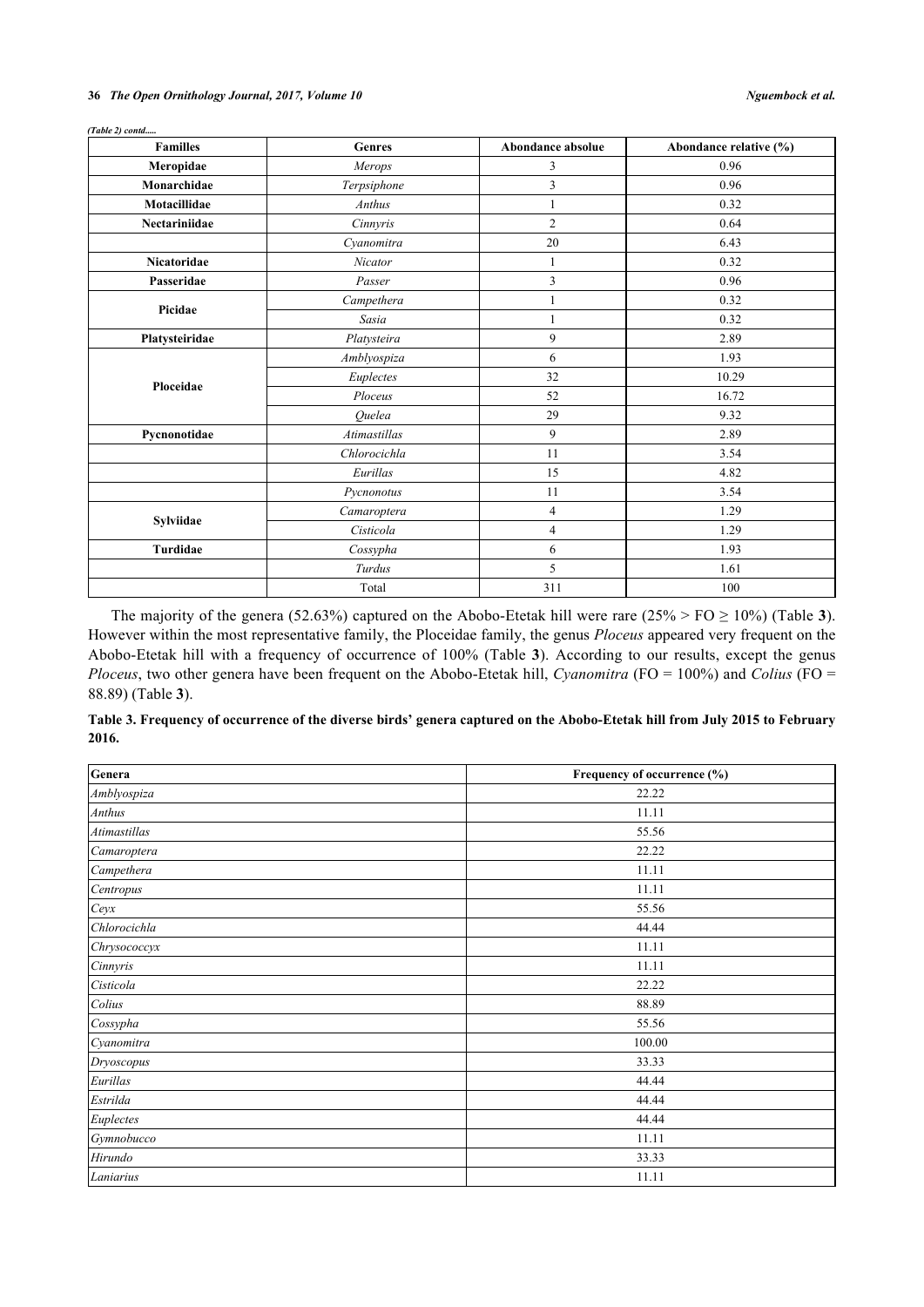*(Table 2) contd.....*

| Familles | Genres | Abondance absolue | Abondance relative (%) |
|---|---|---|---|
| **Meropidae** | *Merops* | 3 | 0.96 |
| **Monarchidae** | *Terpsiphone* | 3 | 0.96 |
| **Motacillidae** | *Anthus* | 1 | 0.32 |
| **Nectariniidae** | *Cinnyris* | 2 | 0.64 |
| | *Cyanomitra* | 20 | 6.43 |
| **Nicatoridae** | *Nicator* | 1 | 0.32 |
| **Passeridae** | *Passer* | 3 | 0.96 |
| **Picidae** | *Campethera* | 1 | 0.32 |
| | *Sasia* | 1 | 0.32 |
| **Platysteiridae** | *Platysteira* | 9 | 2.89 |
| **Ploceidae** | *Amblyospiza* | 6 | 1.93 |
| | *Euplectes* | 32 | 10.29 |
| | *Ploceus* | 52 | 16.72 |
| | *Quelea* | 29 | 9.32 |
| **Pycnonotidae** | *Atimastillas* | 9 | 2.89 |
| | *Chlorocichla* | 11 | 3.54 |
| | *Eurillas* | 15 | 4.82 |
| | *Pycnonotus* | 11 | 3.54 |
| **Sylviidae** | *Camaroptera* | 4 | 1.29 |
| | *Cisticola* | 4 | 1.29 |
| **Turdidae** | *Cossypha* | 6 | 1.93 |
| | *Turdus* | 5 | 1.61 |
| | Total | 311 | 100 |

The majority of the genera (52.63%) captured on the Abobo-Etetak hill were rare (25% > FO ≥ 10%) (Table **3**). However within the most representative family, the Ploceidae family, the genus *Ploceus* appeared very frequent on the Abobo-Etetak hill with a frequency of occurrence of 100% (Table **3**). According to our results, except the genus *Ploceus*, two other genera have been frequent on the Abobo-Etetak hill, *Cyanomitra* (FO = 100%) and *Colius* (FO = 88.89) (Table **3**).

**Table 3. Frequency of occurrence of the diverse birds' genera captured on the Abobo-Etetak hill from July 2015 to February 2016.**

| Genera | Frequency of occurrence (%) |
|---|---|
| *Amblyospiza* | 22.22 |
| *Anthus* | 11.11 |
| *Atimastillas* | 55.56 |
| *Camaroptera* | 22.22 |
| *Campethera* | 11.11 |
| *Centropus* | 11.11 |
| *Ceyx* | 55.56 |
| *Chlorocichla* | 44.44 |
| *Chrysococcyx* | 11.11 |
| *Cinnyris* | 11.11 |
| *Cisticola* | 22.22 |
| *Colius* | 88.89 |
| *Cossypha* | 55.56 |
| *Cyanomitra* | 100.00 |
| *Dryoscopus* | 33.33 |
| *Eurillas* | 44.44 |
| *Estrilda* | 44.44 |
| *Euplectes* | 44.44 |
| *Gymnobucco* | 11.11 |
| *Hirundo* | 33.33 |
| *Laniarius* | 11.11 |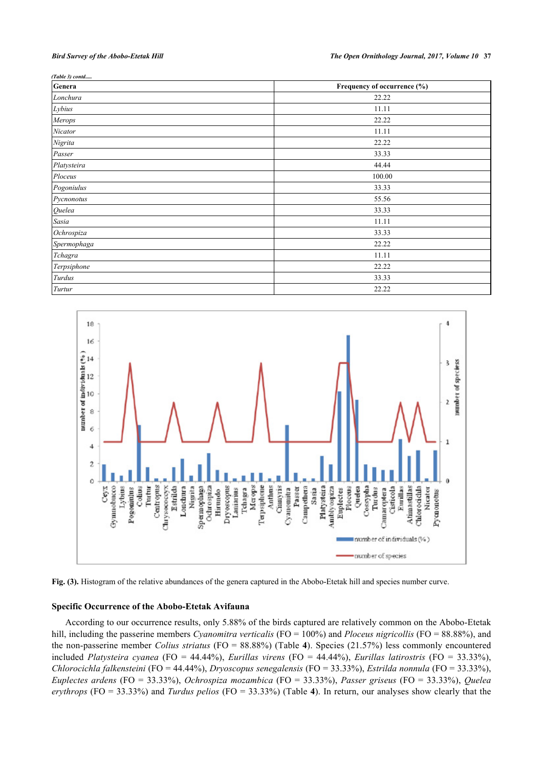*(Table 3) contd.....*

| Genera | Frequency of occurrence (%) |
|---|---|
| *Lonchura* | 22.22 |
| *Lybius* | 11.11 |
| *Merops* | 22.22 |
| *Nicator* | 11.11 |
| *Nigrita* | 22.22 |
| *Passer* | 33.33 |
| *Platysteira* | 44.44 |
| *Ploceus* | 100.00 |
| *Pogoniulus* | 33.33 |
| *Pycnonotus* | 55.56 |
| *Quelea* | 33.33 |
| *Sasia* | 11.11 |
| *Ochrospiza* | 33.33 |
| *Spermophaga* | 22.22 |
| *Tchagra* | 11.11 |
| *Terpsiphone* | 22.22 |
| *Turdus* | 33.33 |
| *Turtur* | 22.22 |

**Fig. (3).** Histogram of the relative abundances of the genera captured in the Abobo-Etetak hill and species number curve.

### Specific Occurrence of the Abobo-Etetak Avifauna

According to our occurrence results, only 5.88% of the birds captured are relatively common on the Abobo-Etetak hill, including the passerine members *Cyanomitra verticalis* (FO = 100%) and *Ploceus nigricollis* (FO = 88.88%), and the non-passerine member *Colius striatus* (FO = 88.88%) (Table **4**). Species (21.57%) less commonly encountered included *Platysteira cyanea* (FO = 44.44%), *Eurillas virens* (FO = 44.44%), *Eurillas latirostris* (FO = 33.33%), *Chlorocichla falkensteini* (FO = 44.44%), *Dryoscopus senegalensis* (FO = 33.33%), *Estrilda nonnula* (FO = 33.33%), *Euplectes ardens* (FO = 33.33%), *Ochrospiza mozambica* (FO = 33.33%), *Passer griseus* (FO = 33.33%), *Quelea erythrops* (FO = 33.33%) and *Turdus pelios* (FO = 33.33%) (Table **4**). In return, our analyses show clearly that the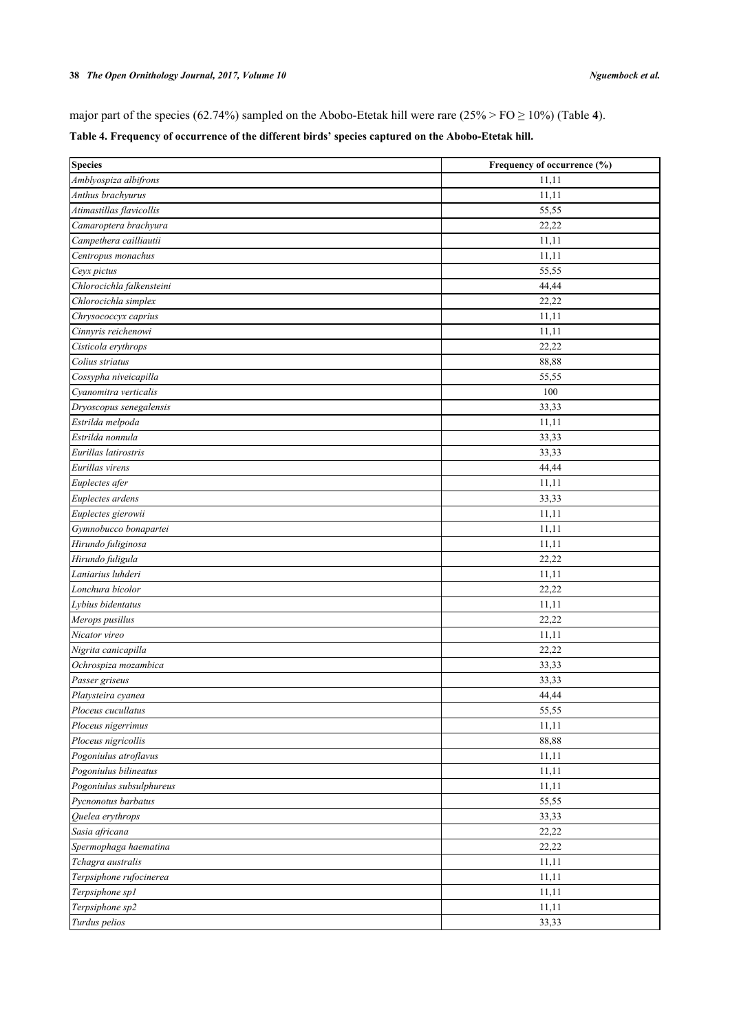major part of the species (62.74%) sampled on the Abobo-Etetak hill were rare (25% > FO ≥ 10%) (Table **4**).

**Table 4. Frequency of occurrence of the different birds' species captured on the Abobo-Etetak hill.**

| Species | Frequency of occurrence (%) |
|---|---|
| *Amblyospiza albifrons* | 11,11 |
| *Anthus brachyurus* | 11,11 |
| *Atimastillas flavicollis* | 55,55 |
| *Camaroptera brachyura* | 22,22 |
| *Campethera cailliautii* | 11,11 |
| *Centropus monachus* | 11,11 |
| *Ceyx pictus* | 55,55 |
| *Chlorocichla falkensteini* | 44,44 |
| *Chlorocichla simplex* | 22,22 |
| *Chrysococcyx caprius* | 11,11 |
| *Cinnyris reichenowi* | 11,11 |
| *Cisticola erythrops* | 22,22 |
| *Colius striatus* | 88,88 |
| *Cossypha niveicapilla* | 55,55 |
| *Cyanomitra verticalis* | 100 |
| *Dryoscopus senegalensis* | 33,33 |
| *Estrilda melpoda* | 11,11 |
| *Estrilda nonnula* | 33,33 |
| *Eurillas latirostris* | 33,33 |
| *Eurillas virens* | 44,44 |
| *Euplectes afer* | 11,11 |
| *Euplectes ardens* | 33,33 |
| *Euplectes gierowii* | 11,11 |
| *Gymnobucco bonapartei* | 11,11 |
| *Hirundo fuliginosa* | 11,11 |
| *Hirundo fuligula* | 22,22 |
| *Laniarius luhderi* | 11,11 |
| *Lonchura bicolor* | 22,22 |
| *Lybius bidentatus* | 11,11 |
| *Merops pusillus* | 22,22 |
| *Nicator vireo* | 11,11 |
| *Nigrita canicapilla* | 22,22 |
| *Ochrospiza mozambica* | 33,33 |
| *Passer griseus* | 33,33 |
| *Platysteira cyanea* | 44,44 |
| *Ploceus cucullatus* | 55,55 |
| *Ploceus nigerrimus* | 11,11 |
| *Ploceus nigricollis* | 88,88 |
| *Pogoniulus atroflavus* | 11,11 |
| *Pogoniulus bilineatus* | 11,11 |
| *Pogoniulus subsulphureus* | 11,11 |
| *Pycnonotus barbatus* | 55,55 |
| *Quelea erythrops* | 33,33 |
| *Sasia africana* | 22,22 |
| *Spermophaga haematina* | 22,22 |
| *Tchagra australis* | 11,11 |
| *Terpsiphone rufocinerea* | 11,11 |
| *Terpsiphone sp1* | 11,11 |
| *Terpsiphone sp2* | 11,11 |
| *Turdus pelios* | 33,33 |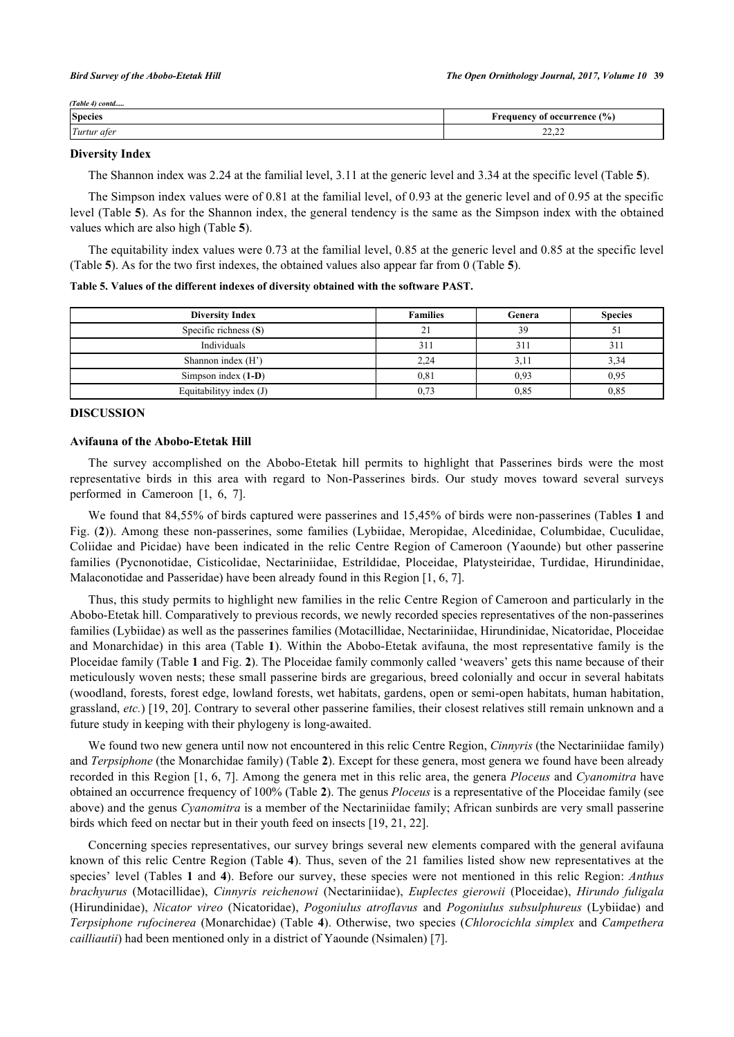*(Table 4) contd.....*

| Species | Frequency of occurrence (%) |
|---|---|
| *Turtur afer* | 22,22 |

### Diversity Index

The Shannon index was 2.24 at the familial level, 3.11 at the generic level and 3.34 at the specific level (Table **5**).

The Simpson index values were of 0.81 at the familial level, of 0.93 at the generic level and of 0.95 at the specific level (Table **5**). As for the Shannon index, the general tendency is the same as the Simpson index with the obtained values which are also high (Table **5**).

The equitability index values were 0.73 at the familial level, 0.85 at the generic level and 0.85 at the specific level (Table **5**). As for the two first indexes, the obtained values also appear far from 0 (Table **5**).

**Table 5. Values of the different indexes of diversity obtained with the software PAST.**

| Diversity Index | Families | Genera | Species |
|---|---|---|---|
| Specific richness (**S**) | 21 | 39 | 51 |
| Individuals | 311 | 311 | 311 |
| Shannon index (H') | 2,24 | 3,11 | 3,34 |
| Simpson index (**1-D**) | 0,81 | 0,93 | 0,95 |
| Equitabilityy index (J) | 0,73 | 0,85 | 0,85 |

## DISCUSSION

### Avifauna of the Abobo-Etetak Hill

The survey accomplished on the Abobo-Etetak hill permits to highlight that Passerines birds were the most representative birds in this area with regard to Non-Passerines birds. Our study moves toward several surveys performed in Cameroon [1, 6, 7].

We found that 84,55% of birds captured were passerines and 15,45% of birds were non-passerines (Tables **1** and Fig. (**2**)). Among these non-passerines, some families (Lybiidae, Meropidae, Alcedinidae, Columbidae, Cuculidae, Coliidae and Picidae) have been indicated in the relic Centre Region of Cameroon (Yaounde) but other passerine families (Pycnonotidae, Cisticolidae, Nectariniidae, Estrildidae, Ploceidae, Platysteiridae, Turdidae, Hirundinidae, Malaconotidae and Passeridae) have been already found in this Region [1, 6, 7].

Thus, this study permits to highlight new families in the relic Centre Region of Cameroon and particularly in the Abobo-Etetak hill. Comparatively to previous records, we newly recorded species representatives of the non-passerines families (Lybiidae) as well as the passerines families (Motacillidae, Nectariniidae, Hirundinidae, Nicatoridae, Ploceidae and Monarchidae) in this area (Table **1**). Within the Abobo-Etetak avifauna, the most representative family is the Ploceidae family (Table **1** and Fig. **2**). The Ploceidae family commonly called 'weavers' gets this name because of their meticulously woven nests; these small passerine birds are gregarious, breed colonially and occur in several habitats (woodland, forests, forest edge, lowland forests, wet habitats, gardens, open or semi-open habitats, human habitation, grassland, *etc.*) [19, 20]. Contrary to several other passerine families, their closest relatives still remain unknown and a future study in keeping with their phylogeny is long-awaited.

We found two new genera until now not encountered in this relic Centre Region, *Cinnyris* (the Nectariniidae family) and *Terpsiphone* (the Monarchidae family) (Table **2**). Except for these genera, most genera we found have been already recorded in this Region [1, 6, 7]. Among the genera met in this relic area, the genera *Ploceus* and *Cyanomitra* have obtained an occurrence frequency of 100% (Table **2**). The genus *Ploceus* is a representative of the Ploceidae family (see above) and the genus *Cyanomitra* is a member of the Nectariniidae family; African sunbirds are very small passerine birds which feed on nectar but in their youth feed on insects [19, 21, 22].

Concerning species representatives, our survey brings several new elements compared with the general avifauna known of this relic Centre Region (Table **4**). Thus, seven of the 21 families listed show new representatives at the species' level (Tables **1** and **4**). Before our survey, these species were not mentioned in this relic Region: *Anthus brachyurus* (Motacillidae), *Cinnyris reichenowi* (Nectariniidae), *Euplectes gierowii* (Ploceidae), *Hirundo fuligala* (Hirundinidae), *Nicator vireo* (Nicatoridae), *Pogoniulus atroflavus* and *Pogoniulus subsulphureus* (Lybiidae) and *Terpsiphone rufocinerea* (Monarchidae) (Table **4**). Otherwise, two species (*Chlorocichla simplex* and *Campethera cailliautii*) had been mentioned only in a district of Yaounde (Nsimalen) [7].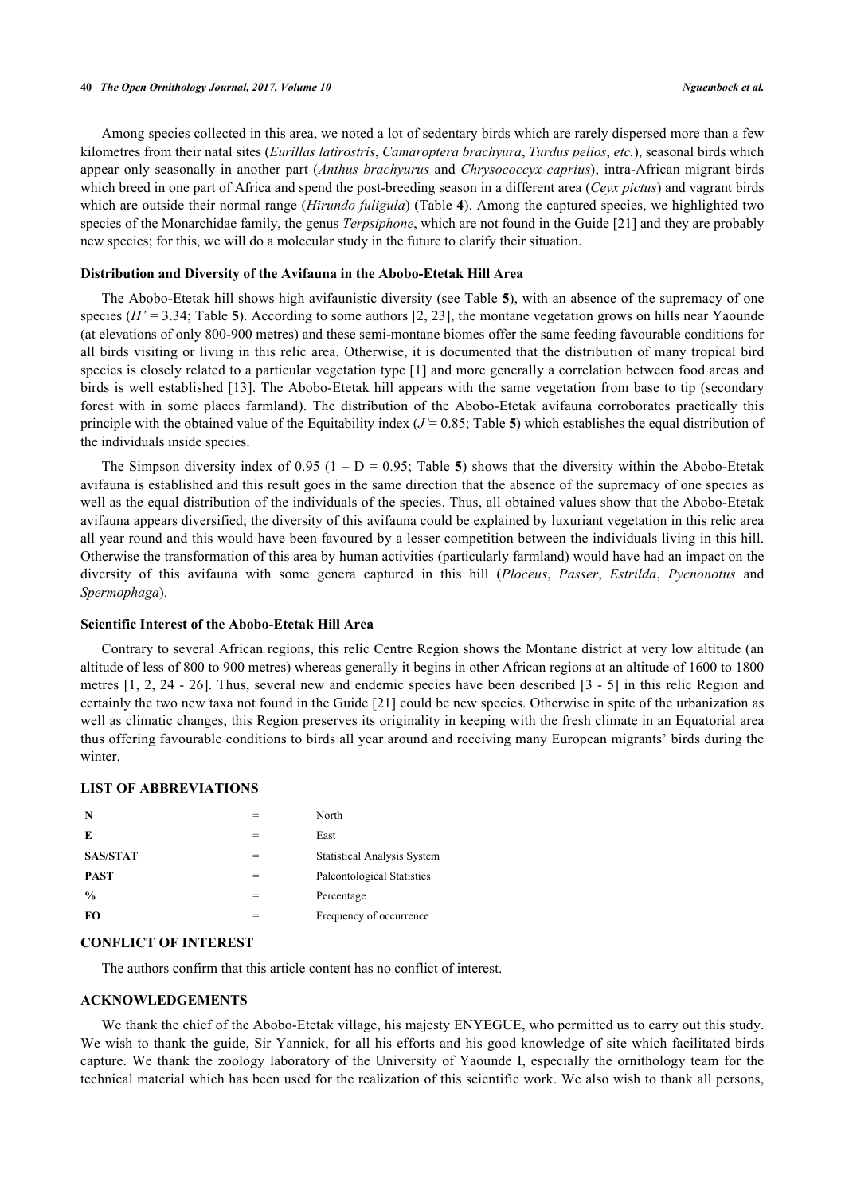Among species collected in this area, we noted a lot of sedentary birds which are rarely dispersed more than a few kilometres from their natal sites (*Eurillas latirostris*, *Camaroptera brachyura*, *Turdus pelios*, *etc.*), seasonal birds which appear only seasonally in another part (*Anthus brachyurus* and *Chrysococcyx caprius*), intra-African migrant birds which breed in one part of Africa and spend the post-breeding season in a different area (*Ceyx pictus*) and vagrant birds which are outside their normal range (*Hirundo fuligula*) (Table **4**). Among the captured species, we highlighted two species of the Monarchidae family, the genus *Terpsiphone*, which are not found in the Guide [21] and they are probably new species; for this, we will do a molecular study in the future to clarify their situation.

### Distribution and Diversity of the Avifauna in the Abobo-Etetak Hill Area

The Abobo-Etetak hill shows high avifaunistic diversity (see Table **5**), with an absence of the supremacy of one species ($H'$ = 3.34; Table **5**). According to some authors [2, 23], the montane vegetation grows on hills near Yaounde (at elevations of only 800-900 metres) and these semi-montane biomes offer the same feeding favourable conditions for all birds visiting or living in this relic area. Otherwise, it is documented that the distribution of many tropical bird species is closely related to a particular vegetation type [1] and more generally a correlation between food areas and birds is well established [13]. The Abobo-Etetak hill appears with the same vegetation from base to tip (secondary forest with in some places farmland). The distribution of the Abobo-Etetak avifauna corroborates practically this principle with the obtained value of the Equitability index ($J'$= 0.85; Table **5**) which establishes the equal distribution of the individuals inside species.

The Simpson diversity index of 0.95 (1 – D = 0.95; Table **5**) shows that the diversity within the Abobo-Etetak avifauna is established and this result goes in the same direction that the absence of the supremacy of one species as well as the equal distribution of the individuals of the species. Thus, all obtained values show that the Abobo-Etetak avifauna appears diversified; the diversity of this avifauna could be explained by luxuriant vegetation in this relic area all year round and this would have been favoured by a lesser competition between the individuals living in this hill. Otherwise the transformation of this area by human activities (particularly farmland) would have had an impact on the diversity of this avifauna with some genera captured in this hill (*Ploceus*, *Passer*, *Estrilda*, *Pycnonotus* and *Spermophaga*).

### Scientific Interest of the Abobo-Etetak Hill Area

Contrary to several African regions, this relic Centre Region shows the Montane district at very low altitude (an altitude of less of 800 to 900 metres) whereas generally it begins in other African regions at an altitude of 1600 to 1800 metres [1, 2, 24 - 26]. Thus, several new and endemic species have been described [3 - 5] in this relic Region and certainly the two new taxa not found in the Guide [21] could be new species. Otherwise in spite of the urbanization as well as climatic changes, this Region preserves its originality in keeping with the fresh climate in an Equatorial area thus offering favourable conditions to birds all year around and receiving many European migrants' birds during the winter.

## LIST OF ABBREVIATIONS

| | | |
|---|---|---|
| **N** | = | North |
| **E** | = | East |
| **SAS/STAT** | = | Statistical Analysis System |
| **PAST** | = | Paleontological Statistics |
| **%** | = | Percentage |
| **FO** | = | Frequency of occurrence |

## CONFLICT OF INTEREST

The authors confirm that this article content has no conflict of interest.

## ACKNOWLEDGEMENTS

We thank the chief of the Abobo-Etetak village, his majesty ENYEGUE, who permitted us to carry out this study. We wish to thank the guide, Sir Yannick, for all his efforts and his good knowledge of site which facilitated birds capture. We thank the zoology laboratory of the University of Yaounde I, especially the ornithology team for the technical material which has been used for the realization of this scientific work. We also wish to thank all persons,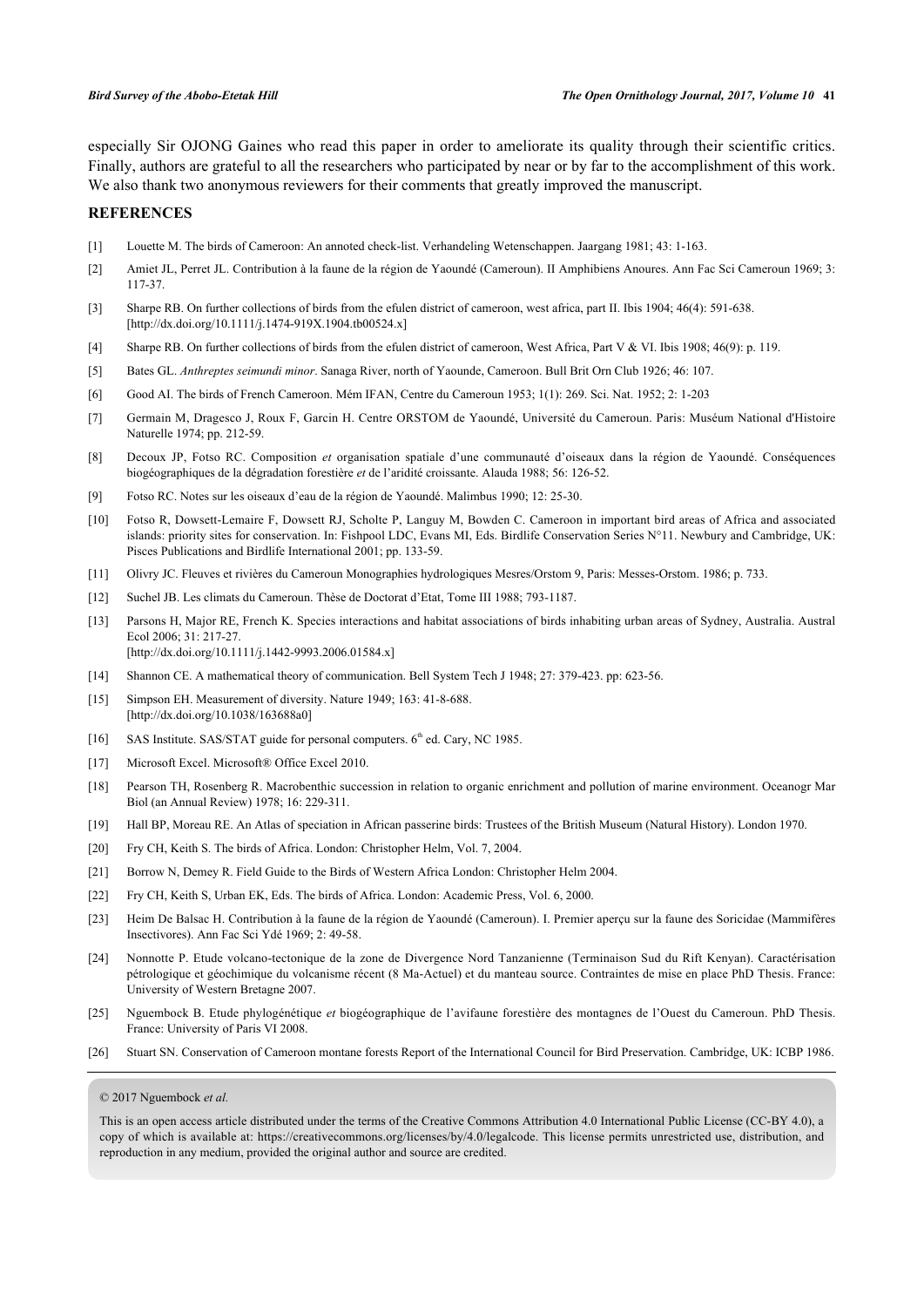especially Sir OJONG Gaines who read this paper in order to ameliorate its quality through their scientific critics. Finally, authors are grateful to all the researchers who participated by near or by far to the accomplishment of this work. We also thank two anonymous reviewers for their comments that greatly improved the manuscript.

## REFERENCES

[1] Louette M. The birds of Cameroon: An annoted check-list. Verhandeling Wetenschappen. Jaargang 1981; 43: 1-163.

[2] Amiet JL, Perret JL. Contribution à la faune de la région de Yaoundé (Cameroun). II Amphibiens Anoures. Ann Fac Sci Cameroun 1969; 3: 117-37.

[3] Sharpe RB. On further collections of birds from the efulen district of cameroon, west africa, part II. Ibis 1904; 46(4): 591-638. [http://dx.doi.org/10.1111/j.1474-919X.1904.tb00524.x]

[4] Sharpe RB. On further collections of birds from the efulen district of cameroon, West Africa, Part V & VI. Ibis 1908; 46(9): p. 119.

[5] Bates GL. *Anthreptes seimundi minor*. Sanaga River, north of Yaounde, Cameroon. Bull Brit Orn Club 1926; 46: 107.

[6] Good AI. The birds of French Cameroon. Mém IFAN, Centre du Cameroun 1953; 1(1): 269. Sci. Nat. 1952; 2: 1-203

[7] Germain M, Dragesco J, Roux F, Garcin H. Centre ORSTOM de Yaoundé, Université du Cameroun. Paris: Muséum National d'Histoire Naturelle 1974; pp. 212-59.

[8] Decoux JP, Fotso RC. Composition *et* organisation spatiale d'une communauté d'oiseaux dans la région de Yaoundé. Conséquences biogéographiques de la dégradation forestière *et* de l'aridité croissante. Alauda 1988; 56: 126-52.

[9] Fotso RC. Notes sur les oiseaux d'eau de la région de Yaoundé. Malimbus 1990; 12: 25-30.

[10] Fotso R, Dowsett-Lemaire F, Dowsett RJ, Scholte P, Languy M, Bowden C. Cameroon in important bird areas of Africa and associated islands: priority sites for conservation. In: Fishpool LDC, Evans MI, Eds. Birdlife Conservation Series N°11. Newbury and Cambridge, UK: Pisces Publications and Birdlife International 2001; pp. 133-59.

[11] Olivry JC. Fleuves et rivières du Cameroun Monographies hydrologiques Mesres/Orstom 9, Paris: Messes-Orstom. 1986; p. 733.

[12] Suchel JB. Les climats du Cameroun. Thèse de Doctorat d'Etat, Tome III 1988; 793-1187.

[13] Parsons H, Major RE, French K. Species interactions and habitat associations of birds inhabiting urban areas of Sydney, Australia. Austral Ecol 2006; 31: 217-27. [http://dx.doi.org/10.1111/j.1442-9993.2006.01584.x]

[14] Shannon CE. A mathematical theory of communication. Bell System Tech J 1948; 27: 379-423. pp: 623-56.

[15] Simpson EH. Measurement of diversity. Nature 1949; 163: 41-8-688. [http://dx.doi.org/10.1038/163688a0]

[16] SAS Institute. SAS/STAT guide for personal computers. 6th ed. Cary, NC 1985.

[17] Microsoft Excel. Microsoft® Office Excel 2010.

[18] Pearson TH, Rosenberg R. Macrobenthic succession in relation to organic enrichment and pollution of marine environment. Oceanogr Mar Biol (an Annual Review) 1978; 16: 229-311.

[19] Hall BP, Moreau RE. An Atlas of speciation in African passerine birds: Trustees of the British Museum (Natural History). London 1970.

[20] Fry CH, Keith S. The birds of Africa. London: Christopher Helm, Vol. 7, 2004.

[21] Borrow N, Demey R. Field Guide to the Birds of Western Africa London: Christopher Helm 2004.

[22] Fry CH, Keith S, Urban EK, Eds. The birds of Africa. London: Academic Press, Vol. 6, 2000.

[23] Heim De Balsac H. Contribution à la faune de la région de Yaoundé (Cameroun). I. Premier aperçu sur la faune des Soricidae (Mammifères Insectivores). Ann Fac Sci Ydé 1969; 2: 49-58.

[24] Nonnotte P. Etude volcano-tectonique de la zone de Divergence Nord Tanzanienne (Terminaison Sud du Rift Kenyan). Caractérisation pétrologique et géochimique du volcanisme récent (8 Ma-Actuel) et du manteau source. Contraintes de mise en place PhD Thesis. France: University of Western Bretagne 2007.

[25] Nguembock B. Etude phylogénétique *et* biogéographique de l'avifaune forestière des montagnes de l'Ouest du Cameroun. PhD Thesis. France: University of Paris VI 2008.

[26] Stuart SN. Conservation of Cameroon montane forests Report of the International Council for Bird Preservation. Cambridge, UK: ICBP 1986.

© 2017 Nguembock *et al.*

This is an open access article distributed under the terms of the Creative Commons Attribution 4.0 International Public License (CC-BY 4.0), a copy of which is available at: https://creativecommons.org/licenses/by/4.0/legalcode. This license permits unrestricted use, distribution, and reproduction in any medium, provided the original author and source are credited.